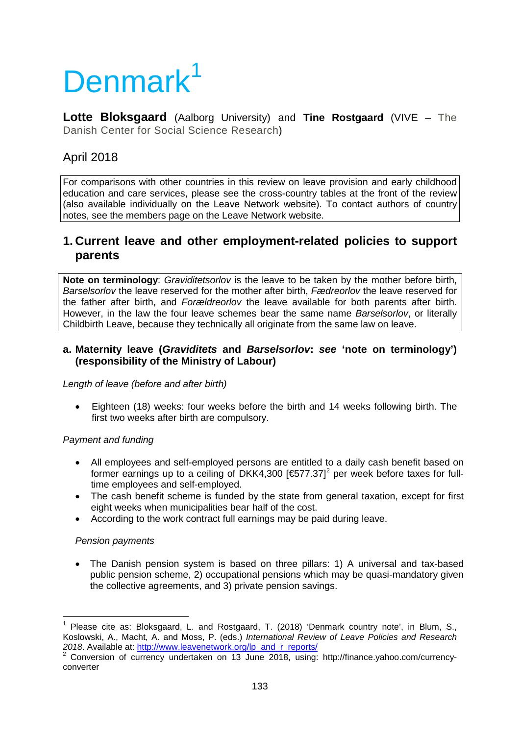# Denmark[1]

**Lotte Bloksgaard** (Aalborg University) and **Tine Rostgaard** (VIVE – The Danish Center for Social Science Research)

April 2018

For comparisons with other countries in this review on leave provision and early childhood education and care services, please see the cross-country tables at the front of the review (also available individually on the Leave Network website). To contact authors of country notes, see the members page on the Leave Network website.

## 1. Current leave and other employment-related policies to support parents

**Note on terminology**: *Graviditetsorlov* is the leave to be taken by the mother before birth, *Barselsorlov* the leave reserved for the mother after birth, *Fædreorlov* the leave reserved for the father after birth, and *Forældreorlov* the leave available for both parents after birth. However, in the law the four leave schemes bear the same name *Barselsorlov*, or literally Childbirth Leave, because they technically all originate from the same law on leave.

### a. Maternity leave (*Graviditets* and *Barselsorlov*: *see* 'note on terminology') (responsibility of the Ministry of Labour)

*Length of leave (before and after birth)*

- Eighteen (18) weeks: four weeks before the birth and 14 weeks following birth. The first two weeks after birth are compulsory.

*Payment and funding*

- All employees and self-employed persons are entitled to a daily cash benefit based on former earnings up to a ceiling of DKK4,300 [€577.37][2] per week before taxes for full-time employees and self-employed.
- The cash benefit scheme is funded by the state from general taxation, except for first eight weeks when municipalities bear half of the cost.
- According to the work contract full earnings may be paid during leave.

*Pension payments*

- The Danish pension system is based on three pillars: 1) A universal and tax-based public pension scheme, 2) occupational pensions which may be quasi-mandatory given the collective agreements, and 3) private pension savings.

---

[1] Please cite as: Bloksgaard, L. and Rostgaard, T. (2018) 'Denmark country note', in Blum, S., Koslowski, A., Macht, A. and Moss, P. (eds.) *International Review of Leave Policies and Research 2018*. Available at: http://www.leavenetwork.org/lp_and_r_reports/

[2] Conversion of currency undertaken on 13 June 2018, using: http://finance.yahoo.com/currency-converter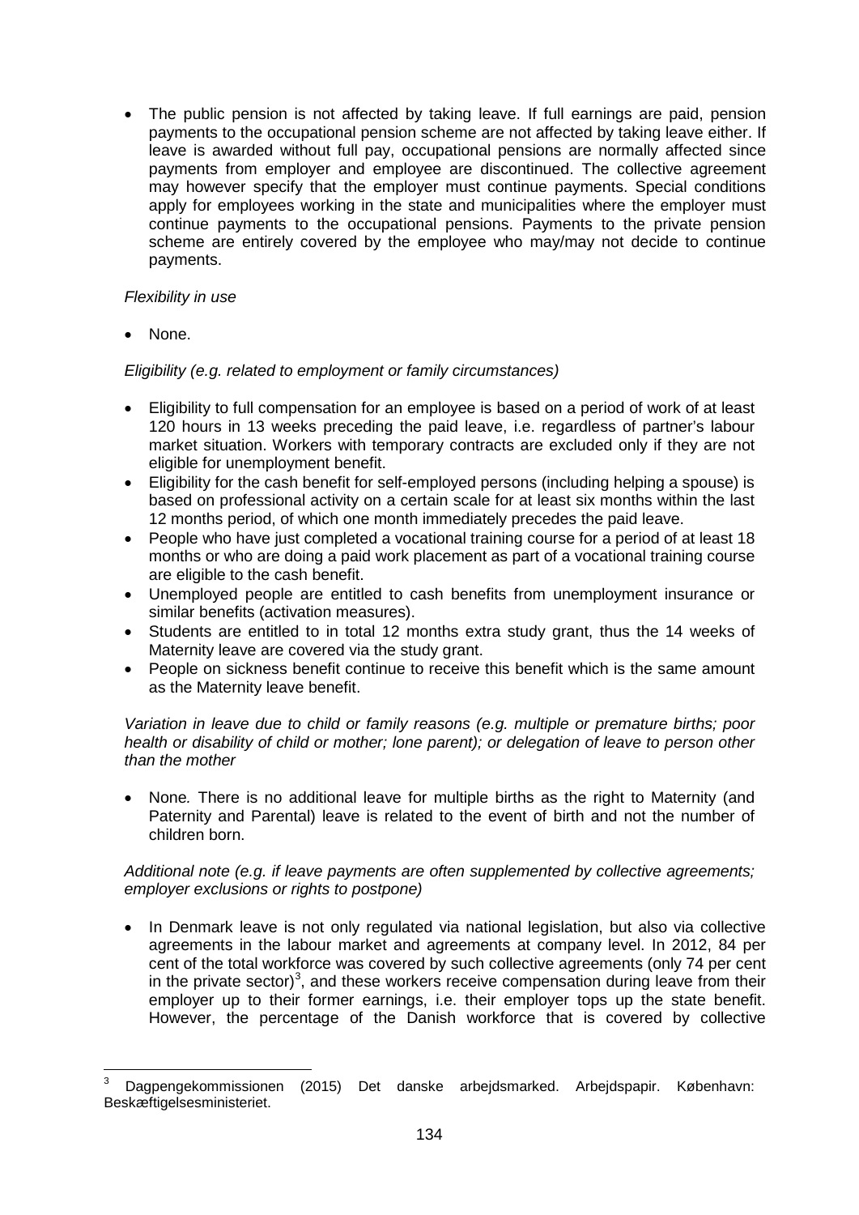- The public pension is not affected by taking leave. If full earnings are paid, pension payments to the occupational pension scheme are not affected by taking leave either. If leave is awarded without full pay, occupational pensions are normally affected since payments from employer and employee are discontinued. The collective agreement may however specify that the employer must continue payments. Special conditions apply for employees working in the state and municipalities where the employer must continue payments to the occupational pensions. Payments to the private pension scheme are entirely covered by the employee who may/may not decide to continue payments.

*Flexibility in use*

- None.

*Eligibility (e.g. related to employment or family circumstances)*

- Eligibility to full compensation for an employee is based on a period of work of at least 120 hours in 13 weeks preceding the paid leave, i.e. regardless of partner's labour market situation. Workers with temporary contracts are excluded only if they are not eligible for unemployment benefit.
- Eligibility for the cash benefit for self-employed persons (including helping a spouse) is based on professional activity on a certain scale for at least six months within the last 12 months period, of which one month immediately precedes the paid leave.
- People who have just completed a vocational training course for a period of at least 18 months or who are doing a paid work placement as part of a vocational training course are eligible to the cash benefit.
- Unemployed people are entitled to cash benefits from unemployment insurance or similar benefits (activation measures).
- Students are entitled to in total 12 months extra study grant, thus the 14 weeks of Maternity leave are covered via the study grant.
- People on sickness benefit continue to receive this benefit which is the same amount as the Maternity leave benefit.

*Variation in leave due to child or family reasons (e.g. multiple or premature births; poor health or disability of child or mother; lone parent); or delegation of leave to person other than the mother*

- None*.* There is no additional leave for multiple births as the right to Maternity (and Paternity and Parental) leave is related to the event of birth and not the number of children born.

*Additional note (e.g. if leave payments are often supplemented by collective agreements; employer exclusions or rights to postpone)*

- In Denmark leave is not only regulated via national legislation, but also via collective agreements in the labour market and agreements at company level. In 2012, 84 per cent of the total workforce was covered by such collective agreements (only 74 per cent in the private sector)[3], and these workers receive compensation during leave from their employer up to their former earnings, i.e. their employer tops up the state benefit. However, the percentage of the Danish workforce that is covered by collective

[3] Dagpengekommissionen (2015) Det danske arbejdsmarked. Arbejdspapir. København: Beskæftigelsesministeriet.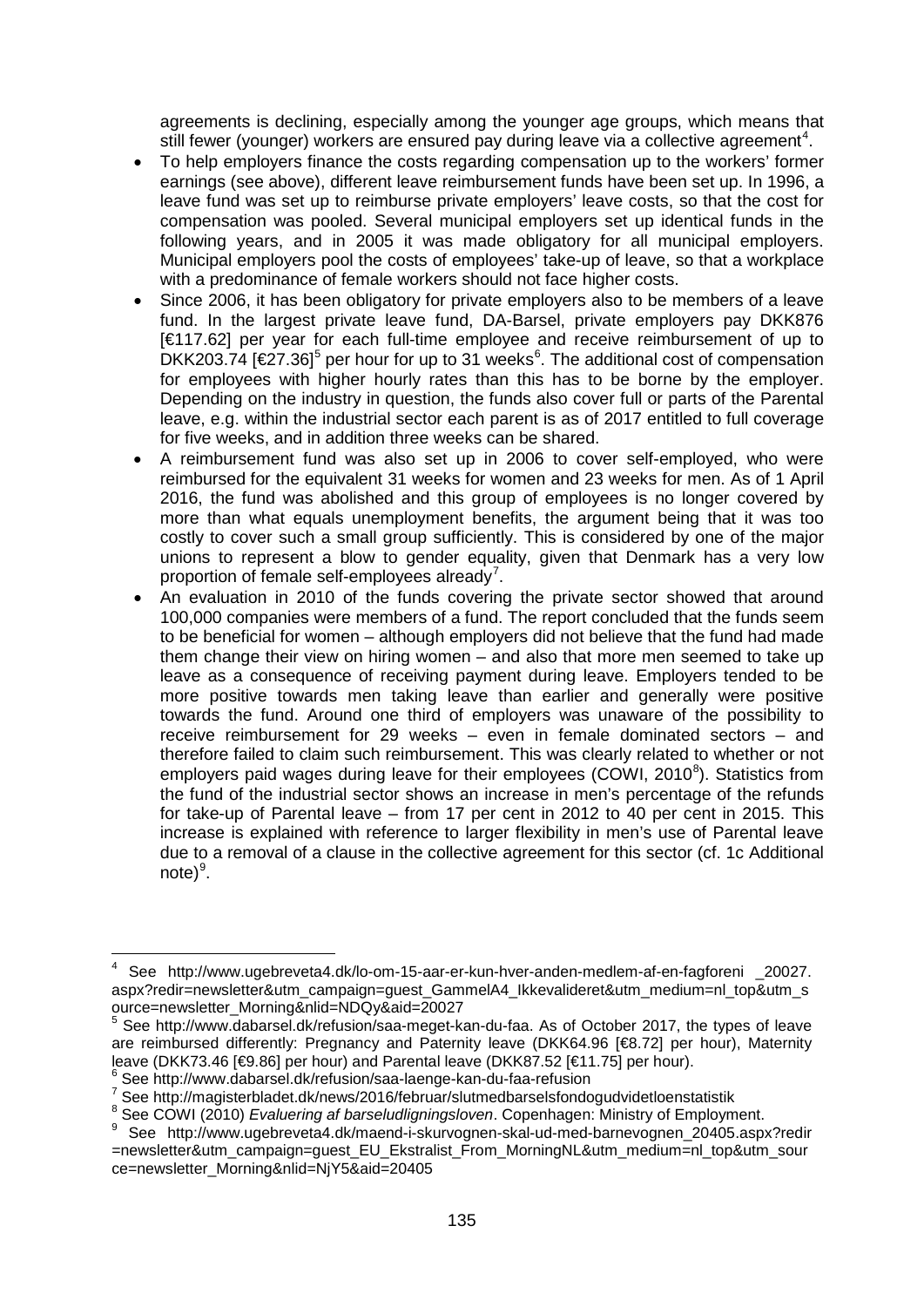agreements is declining, especially among the younger age groups, which means that still fewer (younger) workers are ensured pay during leave via a collective agreement[4].

- To help employers finance the costs regarding compensation up to the workers' former earnings (see above), different leave reimbursement funds have been set up. In 1996, a leave fund was set up to reimburse private employers' leave costs, so that the cost for compensation was pooled. Several municipal employers set up identical funds in the following years, and in 2005 it was made obligatory for all municipal employers. Municipal employers pool the costs of employees' take-up of leave, so that a workplace with a predominance of female workers should not face higher costs.
- Since 2006, it has been obligatory for private employers also to be members of a leave fund. In the largest private leave fund, DA-Barsel, private employers pay DKK876 [€117.62] per year for each full-time employee and receive reimbursement of up to DKK203.74 [€27.36][5] per hour for up to 31 weeks[6]. The additional cost of compensation for employees with higher hourly rates than this has to be borne by the employer. Depending on the industry in question, the funds also cover full or parts of the Parental leave, e.g. within the industrial sector each parent is as of 2017 entitled to full coverage for five weeks, and in addition three weeks can be shared.
- A reimbursement fund was also set up in 2006 to cover self-employed, who were reimbursed for the equivalent 31 weeks for women and 23 weeks for men. As of 1 April 2016, the fund was abolished and this group of employees is no longer covered by more than what equals unemployment benefits, the argument being that it was too costly to cover such a small group sufficiently. This is considered by one of the major unions to represent a blow to gender equality, given that Denmark has a very low proportion of female self-employees already[7].
- An evaluation in 2010 of the funds covering the private sector showed that around 100,000 companies were members of a fund. The report concluded that the funds seem to be beneficial for women – although employers did not believe that the fund had made them change their view on hiring women – and also that more men seemed to take up leave as a consequence of receiving payment during leave. Employers tended to be more positive towards men taking leave than earlier and generally were positive towards the fund. Around one third of employers was unaware of the possibility to receive reimbursement for 29 weeks – even in female dominated sectors – and therefore failed to claim such reimbursement. This was clearly related to whether or not employers paid wages during leave for their employees (COWI, 2010[8]). Statistics from the fund of the industrial sector shows an increase in men's percentage of the refunds for take-up of Parental leave – from 17 per cent in 2012 to 40 per cent in 2015. This increase is explained with reference to larger flexibility in men's use of Parental leave due to a removal of a clause in the collective agreement for this sector (cf. 1c Additional note)[9].

---

[4] See http://www.ugebreveta4.dk/lo-om-15-aar-er-kun-hver-anden-medlem-af-en-fagforeni _20027.aspx?redir=newsletter&utm_campaign=guest_GammelA4_Ikkevalideret&utm_medium=nl_top&utm_source=newsletter_Morning&nlid=NDQy&aid=20027

[5] See http://www.dabarsel.dk/refusion/saa-meget-kan-du-faa. As of October 2017, the types of leave are reimbursed differently: Pregnancy and Paternity leave (DKK64.96 [€8.72] per hour), Maternity leave (DKK73.46 [€9.86] per hour) and Parental leave (DKK87.52 [€11.75] per hour).

[6] See http://www.dabarsel.dk/refusion/saa-laenge-kan-du-faa-refusion

[7] See http://magisterbladet.dk/news/2016/februar/slutmedbarselsfondogudvidetloenstatistik

[8] See COWI (2010) *Evaluering af barseludligningsloven*. Copenhagen: Ministry of Employment.

[9] See http://www.ugebreveta4.dk/maend-i-skurvognen-skal-ud-med-barnevognen_20405.aspx?redir=newsletter&utm_campaign=guest_EU_Ekstralist_From_MorningNL&utm_medium=nl_top&utm_source=newsletter_Morning&nlid=NjY5&aid=20405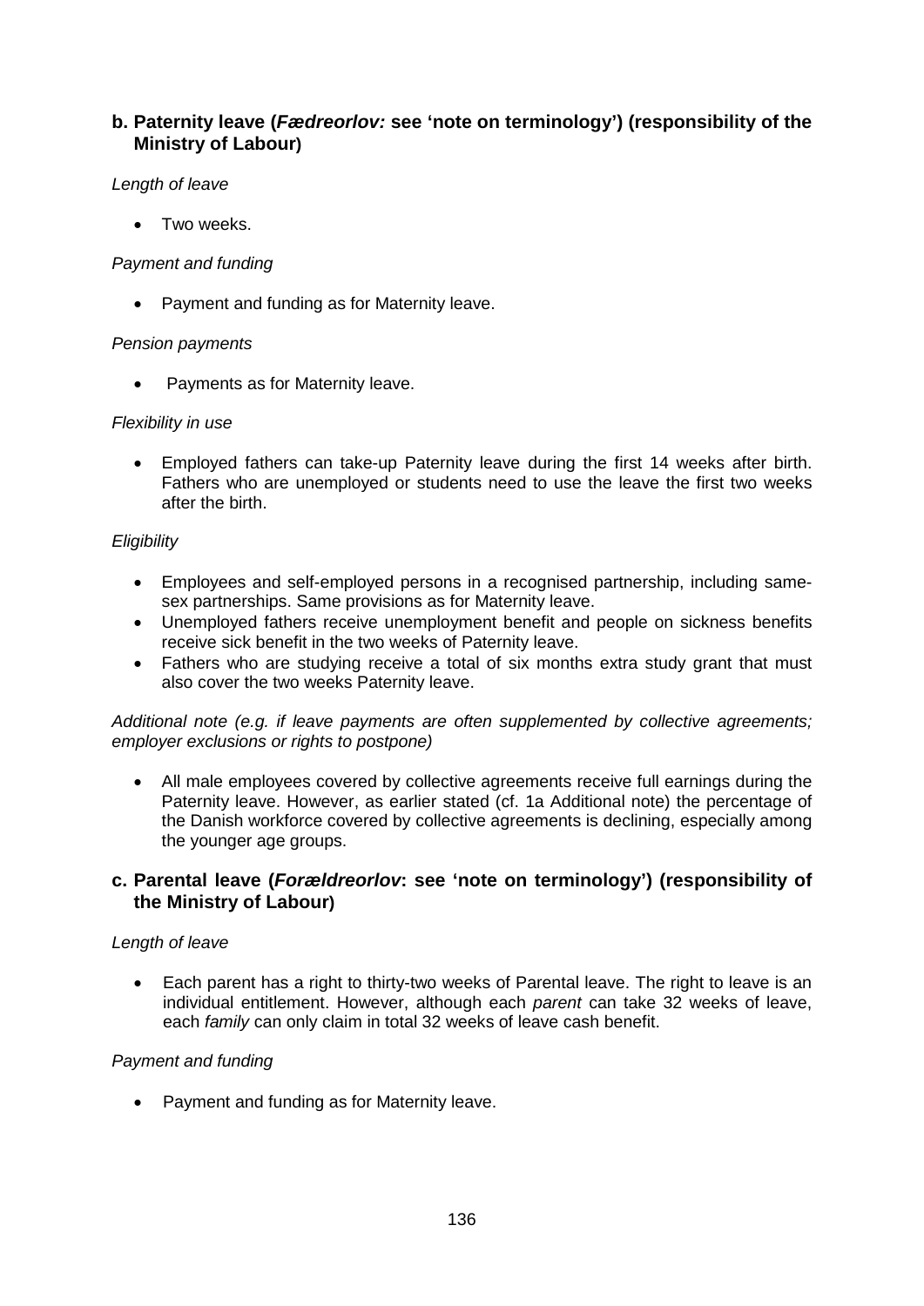### b. Paternity leave (*Fædreorlov:* see 'note on terminology') (responsibility of the Ministry of Labour)

*Length of leave*

- Two weeks.

*Payment and funding*

- Payment and funding as for Maternity leave.

*Pension payments*

- Payments as for Maternity leave.

*Flexibility in use*

- Employed fathers can take-up Paternity leave during the first 14 weeks after birth. Fathers who are unemployed or students need to use the leave the first two weeks after the birth.

*Eligibility*

- Employees and self-employed persons in a recognised partnership, including same-sex partnerships. Same provisions as for Maternity leave.
- Unemployed fathers receive unemployment benefit and people on sickness benefits receive sick benefit in the two weeks of Paternity leave.
- Fathers who are studying receive a total of six months extra study grant that must also cover the two weeks Paternity leave.

*Additional note (e.g. if leave payments are often supplemented by collective agreements; employer exclusions or rights to postpone)*

- All male employees covered by collective agreements receive full earnings during the Paternity leave. However, as earlier stated (cf. 1a Additional note) the percentage of the Danish workforce covered by collective agreements is declining, especially among the younger age groups.

### c. Parental leave (*Forældreorlov*: see 'note on terminology') (responsibility of the Ministry of Labour)

*Length of leave*

- Each parent has a right to thirty-two weeks of Parental leave. The right to leave is an individual entitlement. However, although each *parent* can take 32 weeks of leave, each *family* can only claim in total 32 weeks of leave cash benefit.

*Payment and funding*

- Payment and funding as for Maternity leave.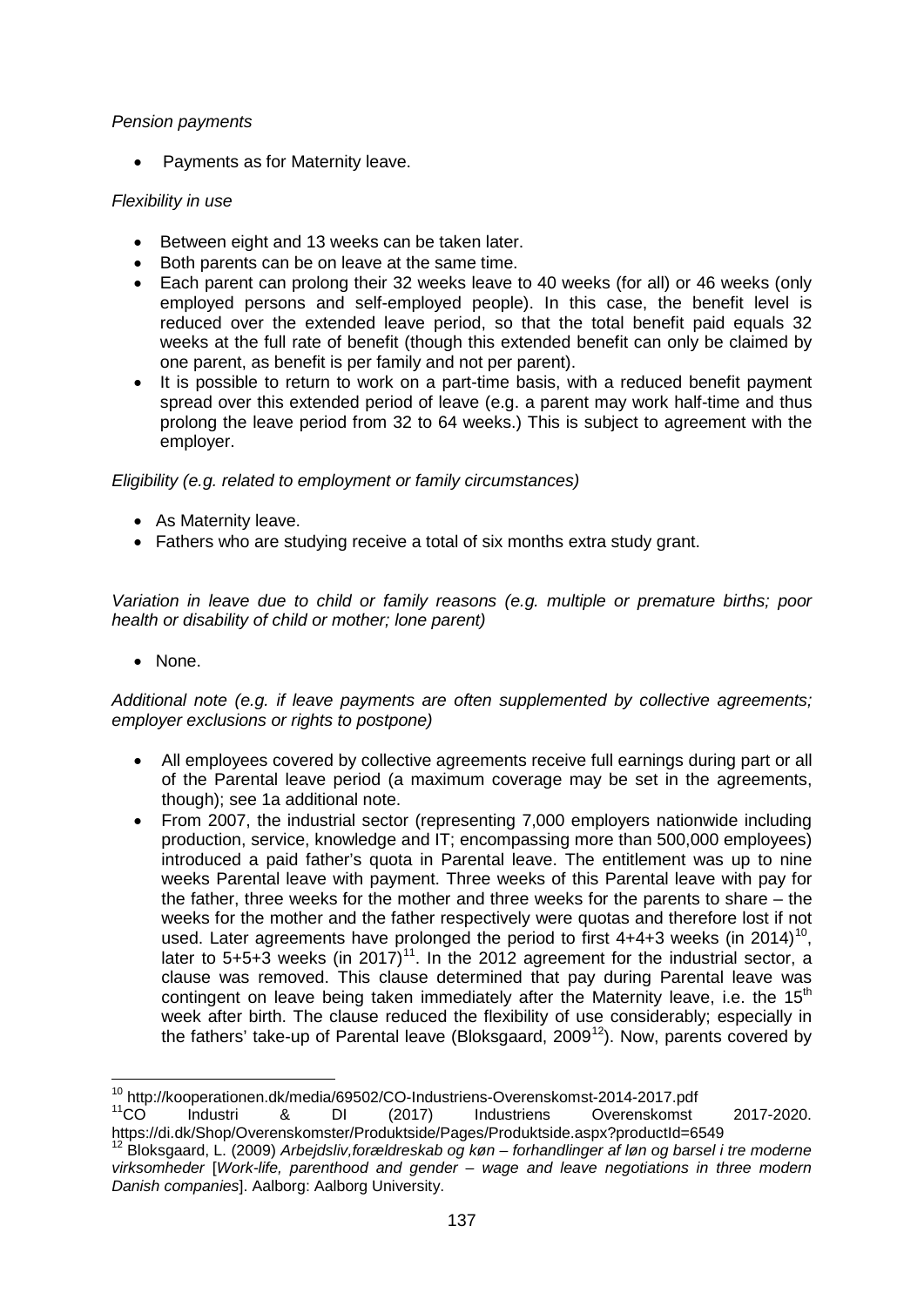*Pension payments*

- Payments as for Maternity leave.

*Flexibility in use*

- Between eight and 13 weeks can be taken later.
- Both parents can be on leave at the same time.
- Each parent can prolong their 32 weeks leave to 40 weeks (for all) or 46 weeks (only employed persons and self-employed people). In this case, the benefit level is reduced over the extended leave period, so that the total benefit paid equals 32 weeks at the full rate of benefit (though this extended benefit can only be claimed by one parent, as benefit is per family and not per parent).
- It is possible to return to work on a part-time basis, with a reduced benefit payment spread over this extended period of leave (e.g. a parent may work half-time and thus prolong the leave period from 32 to 64 weeks.) This is subject to agreement with the employer.

*Eligibility (e.g. related to employment or family circumstances)*

- As Maternity leave.
- Fathers who are studying receive a total of six months extra study grant.

*Variation in leave due to child or family reasons (e.g. multiple or premature births; poor health or disability of child or mother; lone parent)*

- None.

*Additional note (e.g. if leave payments are often supplemented by collective agreements; employer exclusions or rights to postpone)*

- All employees covered by collective agreements receive full earnings during part or all of the Parental leave period (a maximum coverage may be set in the agreements, though); see 1a additional note.
- From 2007, the industrial sector (representing 7,000 employers nationwide including production, service, knowledge and IT; encompassing more than 500,000 employees) introduced a paid father's quota in Parental leave. The entitlement was up to nine weeks Parental leave with payment. Three weeks of this Parental leave with pay for the father, three weeks for the mother and three weeks for the parents to share – the weeks for the mother and the father respectively were quotas and therefore lost if not used. Later agreements have prolonged the period to first 4+4+3 weeks (in 2014)[10], later to 5+5+3 weeks (in 2017)[11]. In the 2012 agreement for the industrial sector, a clause was removed. This clause determined that pay during Parental leave was contingent on leave being taken immediately after the Maternity leave, i.e. the 15th week after birth. The clause reduced the flexibility of use considerably; especially in the fathers' take-up of Parental leave (Bloksgaard, 2009[12]). Now, parents covered by

---

[10] http://kooperationen.dk/media/69502/CO-Industriens-Overenskomst-2014-2017.pdf

[11] CO Industri & DI (2017) Industriens Overenskomst 2017-2020. https://di.dk/Shop/Overenskomster/Produktside/Pages/Produktside.aspx?productId=6549

[12] Bloksgaard, L. (2009) *Arbejdsliv,forældreskab og køn – forhandlinger af løn og barsel i tre moderne virksomheder* [*Work-life, parenthood and gender – wage and leave negotiations in three modern Danish companies*]. Aalborg: Aalborg University.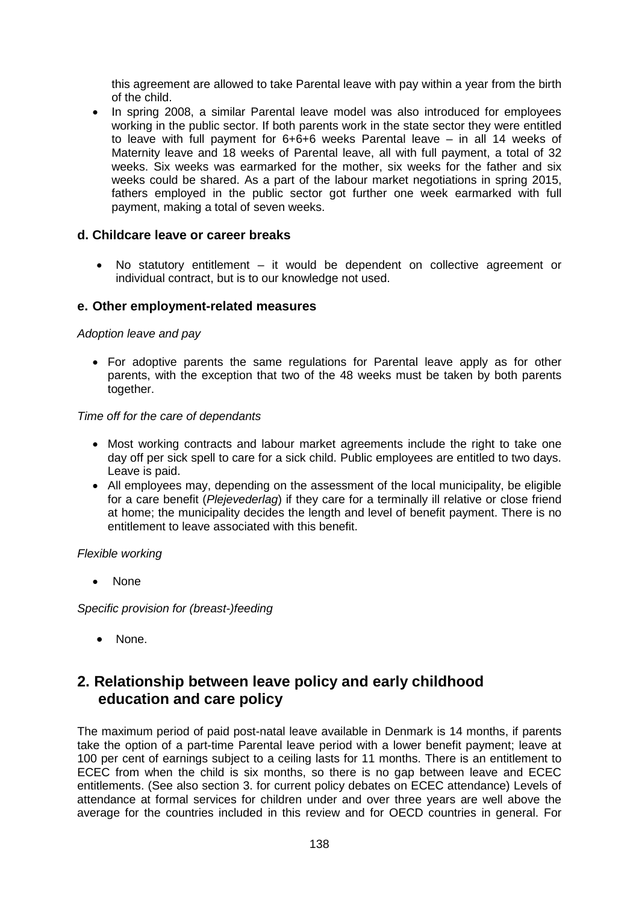this agreement are allowed to take Parental leave with pay within a year from the birth of the child.

- In spring 2008, a similar Parental leave model was also introduced for employees working in the public sector. If both parents work in the state sector they were entitled to leave with full payment for 6+6+6 weeks Parental leave – in all 14 weeks of Maternity leave and 18 weeks of Parental leave, all with full payment, a total of 32 weeks. Six weeks was earmarked for the mother, six weeks for the father and six weeks could be shared. As a part of the labour market negotiations in spring 2015, fathers employed in the public sector got further one week earmarked with full payment, making a total of seven weeks.

### d. Childcare leave or career breaks

- No statutory entitlement – it would be dependent on collective agreement or individual contract, but is to our knowledge not used.

### e. Other employment-related measures

*Adoption leave and pay*

- For adoptive parents the same regulations for Parental leave apply as for other parents, with the exception that two of the 48 weeks must be taken by both parents together.

*Time off for the care of dependants*

- Most working contracts and labour market agreements include the right to take one day off per sick spell to care for a sick child. Public employees are entitled to two days. Leave is paid.
- All employees may, depending on the assessment of the local municipality, be eligible for a care benefit (*Plejevederlag*) if they care for a terminally ill relative or close friend at home; the municipality decides the length and level of benefit payment. There is no entitlement to leave associated with this benefit.

*Flexible working*

- None

*Specific provision for (breast-)feeding*

- None.

## 2. Relationship between leave policy and early childhood education and care policy

The maximum period of paid post-natal leave available in Denmark is 14 months, if parents take the option of a part-time Parental leave period with a lower benefit payment; leave at 100 per cent of earnings subject to a ceiling lasts for 11 months. There is an entitlement to ECEC from when the child is six months, so there is no gap between leave and ECEC entitlements. (See also section 3. for current policy debates on ECEC attendance) Levels of attendance at formal services for children under and over three years are well above the average for the countries included in this review and for OECD countries in general. For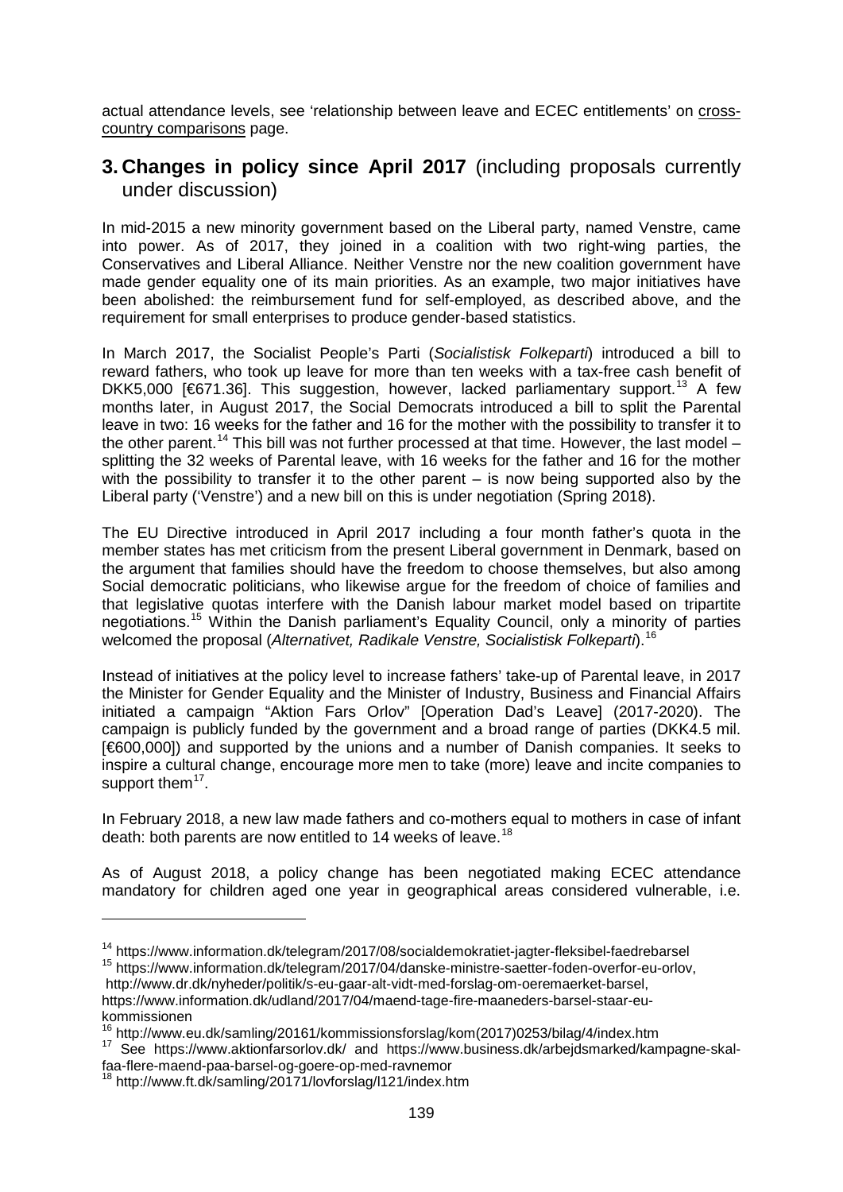actual attendance levels, see 'relationship between leave and ECEC entitlements' on cross-country comparisons page.

## 3. Changes in policy since April 2017 (including proposals currently under discussion)

In mid-2015 a new minority government based on the Liberal party, named Venstre, came into power. As of 2017, they joined in a coalition with two right-wing parties, the Conservatives and Liberal Alliance. Neither Venstre nor the new coalition government have made gender equality one of its main priorities. As an example, two major initiatives have been abolished: the reimbursement fund for self-employed, as described above, and the requirement for small enterprises to produce gender-based statistics.

In March 2017, the Socialist People's Parti (*Socialistisk Folkeparti*) introduced a bill to reward fathers, who took up leave for more than ten weeks with a tax-free cash benefit of DKK5,000 [€671.36]. This suggestion, however, lacked parliamentary support.[13] A few months later, in August 2017, the Social Democrats introduced a bill to split the Parental leave in two: 16 weeks for the father and 16 for the mother with the possibility to transfer it to the other parent.[14] This bill was not further processed at that time. However, the last model – splitting the 32 weeks of Parental leave, with 16 weeks for the father and 16 for the mother with the possibility to transfer it to the other parent – is now being supported also by the Liberal party ('Venstre') and a new bill on this is under negotiation (Spring 2018).

The EU Directive introduced in April 2017 including a four month father's quota in the member states has met criticism from the present Liberal government in Denmark, based on the argument that families should have the freedom to choose themselves, but also among Social democratic politicians, who likewise argue for the freedom of choice of families and that legislative quotas interfere with the Danish labour market model based on tripartite negotiations.[15] Within the Danish parliament's Equality Council, only a minority of parties welcomed the proposal (*Alternativet, Radikale Venstre, Socialistisk Folkeparti*).[16]

Instead of initiatives at the policy level to increase fathers' take-up of Parental leave, in 2017 the Minister for Gender Equality and the Minister of Industry, Business and Financial Affairs initiated a campaign "Aktion Fars Orlov" [Operation Dad's Leave] (2017-2020). The campaign is publicly funded by the government and a broad range of parties (DKK4.5 mil. [€600,000]) and supported by the unions and a number of Danish companies. It seeks to inspire a cultural change, encourage more men to take (more) leave and incite companies to support them[17].

In February 2018, a new law made fathers and co-mothers equal to mothers in case of infant death: both parents are now entitled to 14 weeks of leave.[18]

As of August 2018, a policy change has been negotiated making ECEC attendance mandatory for children aged one year in geographical areas considered vulnerable, i.e.

---

[14] https://www.information.dk/telegram/2017/08/socialdemokratiet-jagter-fleksibel-faedrebarsel

[15] https://www.information.dk/telegram/2017/04/danske-ministre-saetter-foden-overfor-eu-orlov, http://www.dr.dk/nyheder/politik/s-eu-gaar-alt-vidt-med-forslag-om-oeremaerket-barsel, https://www.information.dk/udland/2017/04/maend-tage-fire-maaneders-barsel-staar-eu-kommissionen

[16] http://www.eu.dk/samling/20161/kommissionsforslag/kom(2017)0253/bilag/4/index.htm

[17] See https://www.aktionfarsorlov.dk/ and https://www.business.dk/arbejdsmarked/kampagne-skal-faa-flere-maend-paa-barsel-og-goere-op-med-ravnemor

[18] http://www.ft.dk/samling/20171/lovforslag/l121/index.htm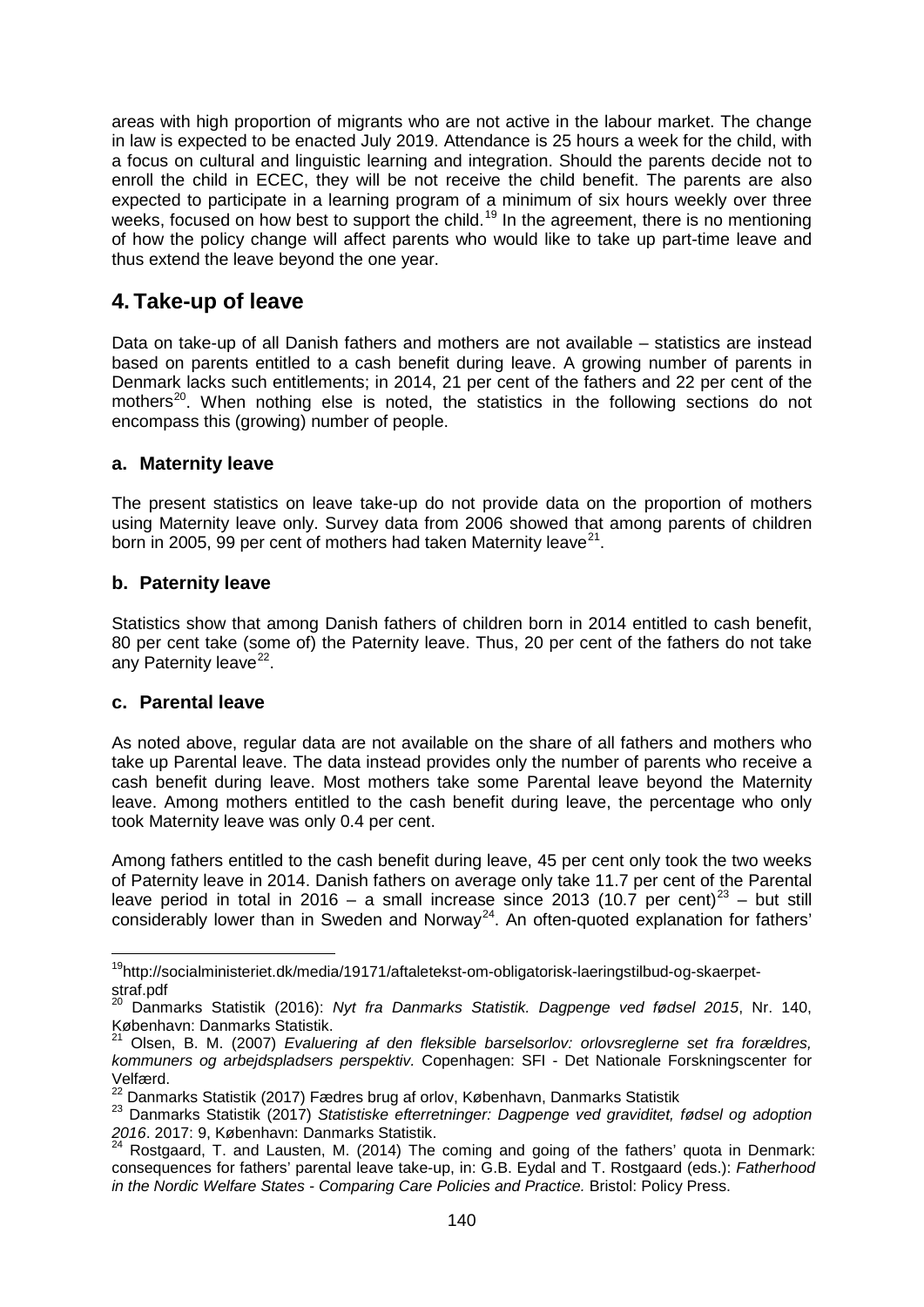areas with high proportion of migrants who are not active in the labour market. The change in law is expected to be enacted July 2019. Attendance is 25 hours a week for the child, with a focus on cultural and linguistic learning and integration. Should the parents decide not to enroll the child in ECEC, they will be not receive the child benefit. The parents are also expected to participate in a learning program of a minimum of six hours weekly over three weeks, focused on how best to support the child.[19] In the agreement, there is no mentioning of how the policy change will affect parents who would like to take up part-time leave and thus extend the leave beyond the one year.

## 4. Take-up of leave

Data on take-up of all Danish fathers and mothers are not available – statistics are instead based on parents entitled to a cash benefit during leave. A growing number of parents in Denmark lacks such entitlements; in 2014, 21 per cent of the fathers and 22 per cent of the mothers[20]. When nothing else is noted, the statistics in the following sections do not encompass this (growing) number of people.

### a. Maternity leave

The present statistics on leave take-up do not provide data on the proportion of mothers using Maternity leave only. Survey data from 2006 showed that among parents of children born in 2005, 99 per cent of mothers had taken Maternity leave[21].

### b. Paternity leave

Statistics show that among Danish fathers of children born in 2014 entitled to cash benefit, 80 per cent take (some of) the Paternity leave. Thus, 20 per cent of the fathers do not take any Paternity leave[22].

### c. Parental leave

As noted above, regular data are not available on the share of all fathers and mothers who take up Parental leave. The data instead provides only the number of parents who receive a cash benefit during leave. Most mothers take some Parental leave beyond the Maternity leave. Among mothers entitled to the cash benefit during leave, the percentage who only took Maternity leave was only 0.4 per cent.

Among fathers entitled to the cash benefit during leave, 45 per cent only took the two weeks of Paternity leave in 2014. Danish fathers on average only take 11.7 per cent of the Parental leave period in total in 2016 – a small increase since 2013 (10.7 per cent)[23] – but still considerably lower than in Sweden and Norway[24]. An often-quoted explanation for fathers'

---

[19] http://socialministeriet.dk/media/19171/aftaletekst-om-obligatorisk-laeringstilbud-og-skaerpet-straf.pdf

[20] Danmarks Statistik (2016): *Nyt fra Danmarks Statistik. Dagpenge ved fødsel 2015*, Nr. 140, København: Danmarks Statistik.

[21] Olsen, B. M. (2007) *Evaluering af den fleksible barselsorlov: orlovsreglerne set fra forældres, kommuners og arbejdspladsers perspektiv.* Copenhagen: SFI - Det Nationale Forskningscenter for Velfærd.

[22] Danmarks Statistik (2017) Fædres brug af orlov, København, Danmarks Statistik

[23] Danmarks Statistik (2017) *Statistiske efterretninger: Dagpenge ved graviditet, fødsel og adoption 2016*. 2017: 9, København: Danmarks Statistik.

[24] Rostgaard, T. and Lausten, M. (2014) The coming and going of the fathers' quota in Denmark: consequences for fathers' parental leave take-up, in: G.B. Eydal and T. Rostgaard (eds.): *Fatherhood in the Nordic Welfare States - Comparing Care Policies and Practice.* Bristol: Policy Press.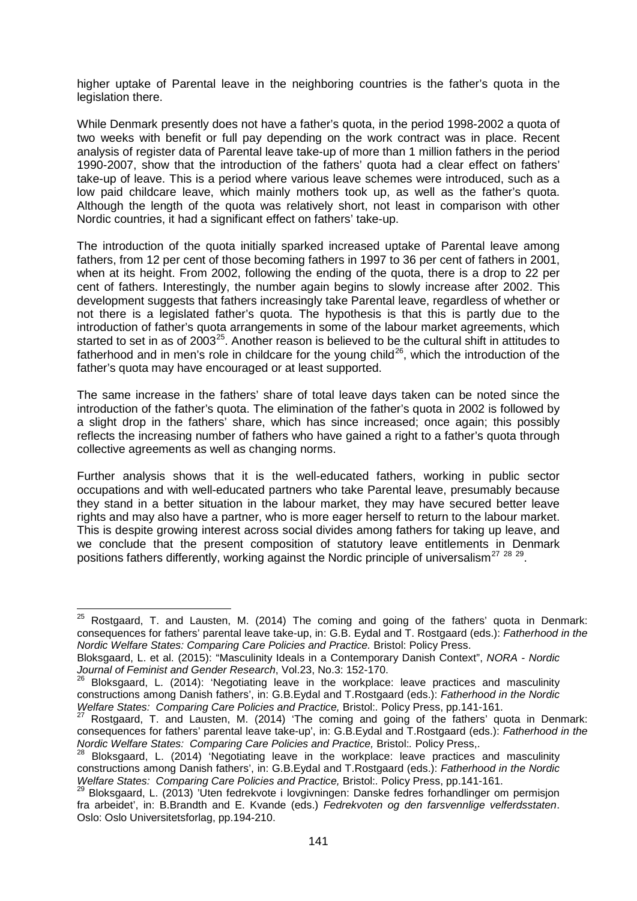higher uptake of Parental leave in the neighboring countries is the father's quota in the legislation there.

While Denmark presently does not have a father's quota, in the period 1998-2002 a quota of two weeks with benefit or full pay depending on the work contract was in place. Recent analysis of register data of Parental leave take-up of more than 1 million fathers in the period 1990-2007, show that the introduction of the fathers' quota had a clear effect on fathers' take-up of leave. This is a period where various leave schemes were introduced, such as a low paid childcare leave, which mainly mothers took up, as well as the father's quota. Although the length of the quota was relatively short, not least in comparison with other Nordic countries, it had a significant effect on fathers' take-up.

The introduction of the quota initially sparked increased uptake of Parental leave among fathers, from 12 per cent of those becoming fathers in 1997 to 36 per cent of fathers in 2001, when at its height. From 2002, following the ending of the quota, there is a drop to 22 per cent of fathers. Interestingly, the number again begins to slowly increase after 2002. This development suggests that fathers increasingly take Parental leave, regardless of whether or not there is a legislated father's quota. The hypothesis is that this is partly due to the introduction of father's quota arrangements in some of the labour market agreements, which started to set in as of 2003[25]. Another reason is believed to be the cultural shift in attitudes to fatherhood and in men's role in childcare for the young child[26], which the introduction of the father's quota may have encouraged or at least supported.

The same increase in the fathers' share of total leave days taken can be noted since the introduction of the father's quota. The elimination of the father's quota in 2002 is followed by a slight drop in the fathers' share, which has since increased; once again; this possibly reflects the increasing number of fathers who have gained a right to a father's quota through collective agreements as well as changing norms.

Further analysis shows that it is the well-educated fathers, working in public sector occupations and with well-educated partners who take Parental leave, presumably because they stand in a better situation in the labour market, they may have secured better leave rights and may also have a partner, who is more eager herself to return to the labour market. This is despite growing interest across social divides among fathers for taking up leave, and we conclude that the present composition of statutory leave entitlements in Denmark positions fathers differently, working against the Nordic principle of universalism[27] [28] [29].

---

[25] Rostgaard, T. and Lausten, M. (2014) The coming and going of the fathers' quota in Denmark: consequences for fathers' parental leave take-up, in: G.B. Eydal and T. Rostgaard (eds.): *Fatherhood in the Nordic Welfare States: Comparing Care Policies and Practice.* Bristol: Policy Press.
Bloksgaard, L. et al. (2015): "Masculinity Ideals in a Contemporary Danish Context", *NORA - Nordic Journal of Feminist and Gender Research*, Vol.23, No.3: 152-170.

[26] Bloksgaard, L. (2014): 'Negotiating leave in the workplace: leave practices and masculinity constructions among Danish fathers', in: G.B.Eydal and T.Rostgaard (eds.): *Fatherhood in the Nordic Welfare States: Comparing Care Policies and Practice,* Bristol:. Policy Press, pp.141-161.

[27] Rostgaard, T. and Lausten, M. (2014) 'The coming and going of the fathers' quota in Denmark: consequences for fathers' parental leave take-up', in: G.B.Eydal and T.Rostgaard (eds.): *Fatherhood in the Nordic Welfare States: Comparing Care Policies and Practice,* Bristol:. Policy Press,.

[28] Bloksgaard, L. (2014) 'Negotiating leave in the workplace: leave practices and masculinity constructions among Danish fathers', in: G.B.Eydal and T.Rostgaard (eds.): *Fatherhood in the Nordic Welfare States: Comparing Care Policies and Practice,* Bristol:. Policy Press, pp.141-161.

[29] Bloksgaard, L. (2013) 'Uten fedrekvote i lovgivningen: Danske fedres forhandlinger om permisjon fra arbeidet', in: B.Brandth and E. Kvande (eds.) *Fedrekvoten og den farsvennlige velferdsstaten*. Oslo: Oslo Universitetsforlag, pp.194-210.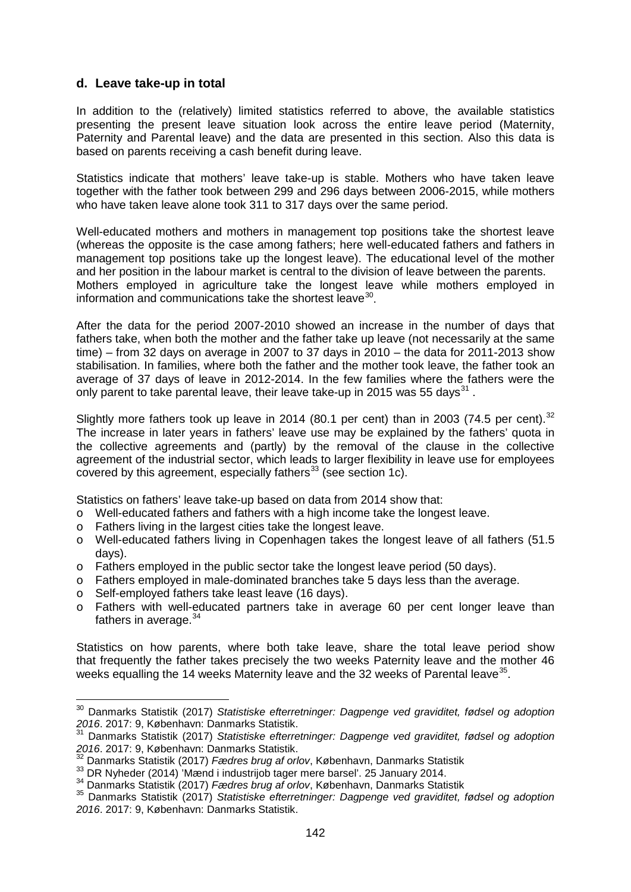### d. Leave take-up in total

In addition to the (relatively) limited statistics referred to above, the available statistics presenting the present leave situation look across the entire leave period (Maternity, Paternity and Parental leave) and the data are presented in this section. Also this data is based on parents receiving a cash benefit during leave.

Statistics indicate that mothers' leave take-up is stable. Mothers who have taken leave together with the father took between 299 and 296 days between 2006-2015, while mothers who have taken leave alone took 311 to 317 days over the same period.

Well-educated mothers and mothers in management top positions take the shortest leave (whereas the opposite is the case among fathers; here well-educated fathers and fathers in management top positions take up the longest leave). The educational level of the mother and her position in the labour market is central to the division of leave between the parents. Mothers employed in agriculture take the longest leave while mothers employed in information and communications take the shortest leave[30].

After the data for the period 2007-2010 showed an increase in the number of days that fathers take, when both the mother and the father take up leave (not necessarily at the same time) – from 32 days on average in 2007 to 37 days in 2010 – the data for 2011-2013 show stabilisation. In families, where both the father and the mother took leave, the father took an average of 37 days of leave in 2012-2014. In the few families where the fathers were the only parent to take parental leave, their leave take-up in 2015 was 55 days[31] .

Slightly more fathers took up leave in 2014 (80.1 per cent) than in 2003 (74.5 per cent).[32] The increase in later years in fathers' leave use may be explained by the fathers' quota in the collective agreements and (partly) by the removal of the clause in the collective agreement of the industrial sector, which leads to larger flexibility in leave use for employees covered by this agreement, especially fathers[33] (see section 1c).

Statistics on fathers' leave take-up based on data from 2014 show that:

- Well-educated fathers and fathers with a high income take the longest leave.
- Fathers living in the largest cities take the longest leave.
- Well-educated fathers living in Copenhagen takes the longest leave of all fathers (51.5 days).
- Fathers employed in the public sector take the longest leave period (50 days).
- Fathers employed in male-dominated branches take 5 days less than the average.
- Self-employed fathers take least leave (16 days).
- Fathers with well-educated partners take in average 60 per cent longer leave than fathers in average.[34]

Statistics on how parents, where both take leave, share the total leave period show that frequently the father takes precisely the two weeks Paternity leave and the mother 46 weeks equalling the 14 weeks Maternity leave and the 32 weeks of Parental leave[35].

---

[30] Danmarks Statistik (2017) *Statistiske efterretninger: Dagpenge ved graviditet, fødsel og adoption 2016*. 2017: 9, København: Danmarks Statistik.

[31] Danmarks Statistik (2017) *Statistiske efterretninger: Dagpenge ved graviditet, fødsel og adoption 2016*. 2017: 9, København: Danmarks Statistik.

[32] Danmarks Statistik (2017) *Fædres brug af orlov*, København, Danmarks Statistik

[33] DR Nyheder (2014) 'Mænd i industrijob tager mere barsel'. 25 January 2014.

[34] Danmarks Statistik (2017) *Fædres brug af orlov*, København, Danmarks Statistik

[35] Danmarks Statistik (2017) *Statistiske efterretninger: Dagpenge ved graviditet, fødsel og adoption 2016*. 2017: 9, København: Danmarks Statistik.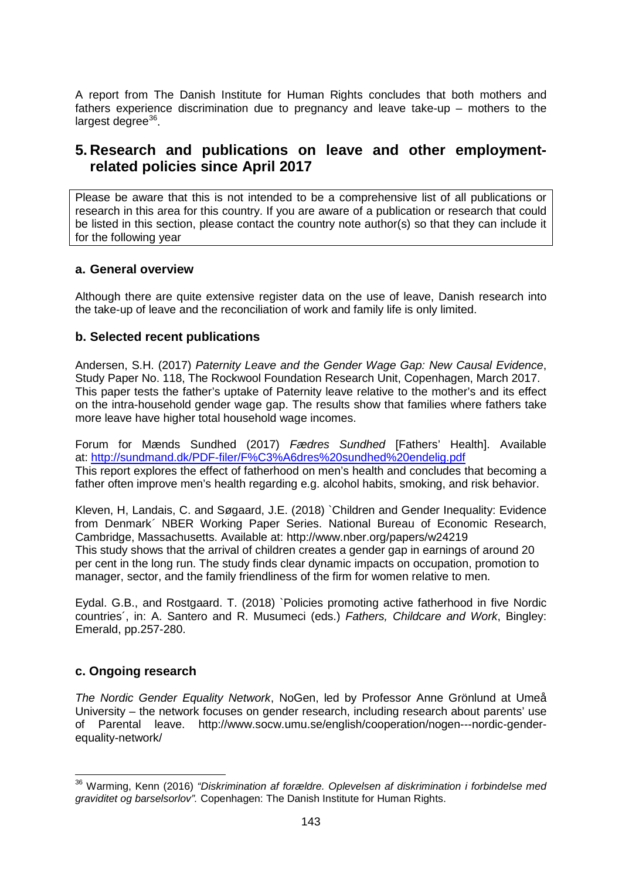A report from The Danish Institute for Human Rights concludes that both mothers and fathers experience discrimination due to pregnancy and leave take-up – mothers to the largest degree[36].

## 5. Research and publications on leave and other employment-related policies since April 2017

Please be aware that this is not intended to be a comprehensive list of all publications or research in this area for this country. If you are aware of a publication or research that could be listed in this section, please contact the country note author(s) so that they can include it for the following year

### a. General overview

Although there are quite extensive register data on the use of leave, Danish research into the take-up of leave and the reconciliation of work and family life is only limited.

### b. Selected recent publications

Andersen, S.H. (2017) *Paternity Leave and the Gender Wage Gap: New Causal Evidence*, Study Paper No. 118, The Rockwool Foundation Research Unit, Copenhagen, March 2017.
This paper tests the father's uptake of Paternity leave relative to the mother's and its effect on the intra-household gender wage gap. The results show that families where fathers take more leave have higher total household wage incomes.

Forum for Mænds Sundhed (2017) *Fædres Sundhed* [Fathers' Health]. Available at: http://sundmand.dk/PDF-filer/F%C3%A6dres%20sundhed%20endelig.pdf
This report explores the effect of fatherhood on men's health and concludes that becoming a father often improve men's health regarding e.g. alcohol habits, smoking, and risk behavior.

Kleven, H, Landais, C. and Søgaard, J.E. (2018) `Children and Gender Inequality: Evidence from Denmark´ NBER Working Paper Series. National Bureau of Economic Research, Cambridge, Massachusetts. Available at: http://www.nber.org/papers/w24219
This study shows that the arrival of children creates a gender gap in earnings of around 20 per cent in the long run. The study finds clear dynamic impacts on occupation, promotion to manager, sector, and the family friendliness of the firm for women relative to men.

Eydal. G.B., and Rostgaard. T. (2018) `Policies promoting active fatherhood in five Nordic countries´, in: A. Santero and R. Musumeci (eds.) *Fathers, Childcare and Work*, Bingley: Emerald, pp.257-280.

### c. Ongoing research

*The Nordic Gender Equality Network*, NoGen, led by Professor Anne Grönlund at Umeå University – the network focuses on gender research, including research about parents' use of Parental leave. http://www.socw.umu.se/english/cooperation/nogen---nordic-gender-equality-network/

---

[36] Warming, Kenn (2016) *"Diskrimination af forældre. Oplevelsen af diskrimination i forbindelse med graviditet og barselsorlov".* Copenhagen: The Danish Institute for Human Rights.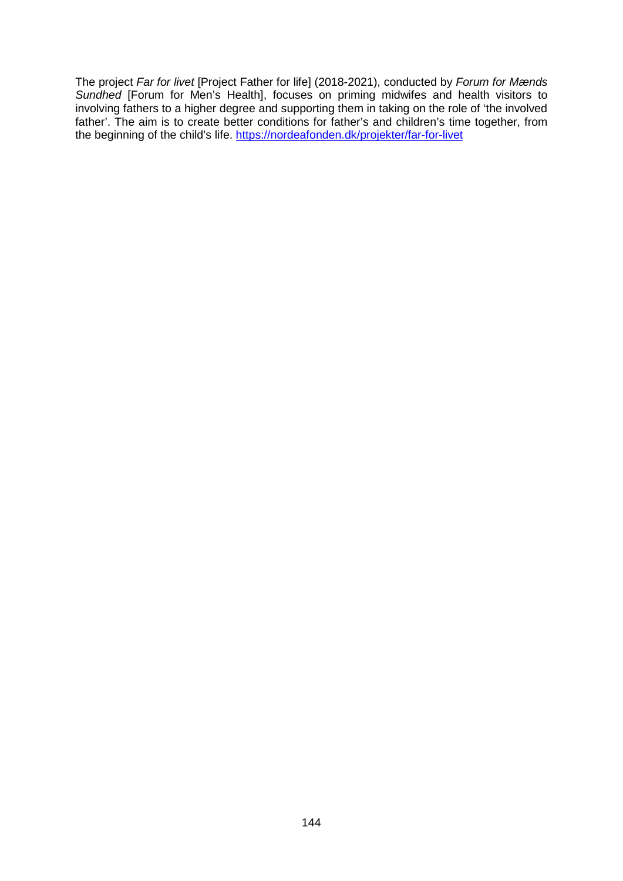The project *Far for livet* [Project Father for life] (2018-2021), conducted by *Forum for Mænds Sundhed* [Forum for Men's Health], focuses on priming midwifes and health visitors to involving fathers to a higher degree and supporting them in taking on the role of 'the involved father'. The aim is to create better conditions for father's and children's time together, from the beginning of the child's life. https://nordeafonden.dk/projekter/far-for-livet